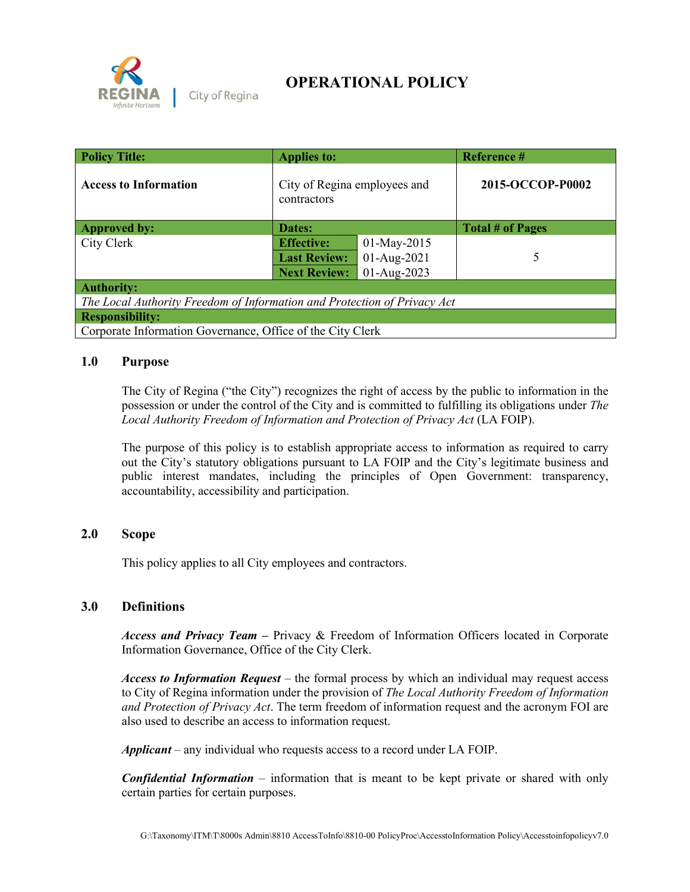# OPERATIONAL POLICY

| Policy Title: | Applies to: | | Reference # |
|---|---|---|---|
| **Access to Information** | City of Regina employees and contractors | | **2015-OCCOP-P0002** |
| **Approved by:** | **Dates:** | | **Total # of Pages** |
| City Clerk | **Effective:** | 01-May-2015 | 5 |
| | **Last Review:** | 01-Aug-2021 | |
| | **Next Review:** | 01-Aug-2023 | |
| **Authority:** | | | |
| *The Local Authority Freedom of Information and Protection of Privacy Act* | | | |
| **Responsibility:** | | | |
| Corporate Information Governance, Office of the City Clerk | | | |

## 1.0 Purpose

The City of Regina ("the City") recognizes the right of access by the public to information in the possession or under the control of the City and is committed to fulfilling its obligations under *The Local Authority Freedom of Information and Protection of Privacy Act* (LA FOIP).

The purpose of this policy is to establish appropriate access to information as required to carry out the City's statutory obligations pursuant to LA FOIP and the City's legitimate business and public interest mandates, including the principles of Open Government: transparency, accountability, accessibility and participation.

## 2.0 Scope

This policy applies to all City employees and contractors.

## 3.0 Definitions

***Access and Privacy Team*** – Privacy & Freedom of Information Officers located in Corporate Information Governance, Office of the City Clerk.

***Access to Information Request*** – the formal process by which an individual may request access to City of Regina information under the provision of *The Local Authority Freedom of Information and Protection of Privacy Act*. The term freedom of information request and the acronym FOI are also used to describe an access to information request.

***Applicant*** – any individual who requests access to a record under LA FOIP.

***Confidential Information*** – information that is meant to be kept private or shared with only certain parties for certain purposes.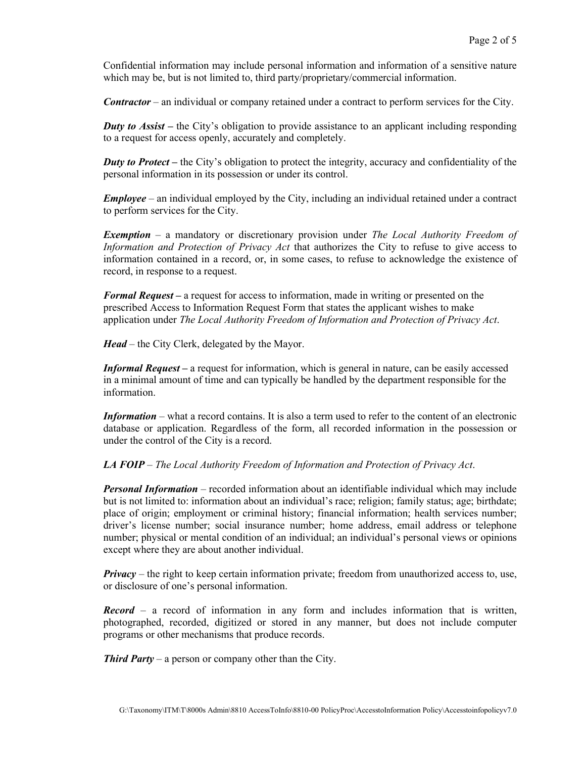Confidential information may include personal information and information of a sensitive nature which may be, but is not limited to, third party/proprietary/commercial information.

***Contractor*** – an individual or company retained under a contract to perform services for the City.

***Duty to Assist*** – the City's obligation to provide assistance to an applicant including responding to a request for access openly, accurately and completely.

***Duty to Protect*** – the City's obligation to protect the integrity, accuracy and confidentiality of the personal information in its possession or under its control.

***Employee*** – an individual employed by the City, including an individual retained under a contract to perform services for the City.

***Exemption*** – a mandatory or discretionary provision under *The Local Authority Freedom of Information and Protection of Privacy Act* that authorizes the City to refuse to give access to information contained in a record, or, in some cases, to refuse to acknowledge the existence of record, in response to a request.

***Formal Request*** – a request for access to information, made in writing or presented on the prescribed Access to Information Request Form that states the applicant wishes to make application under *The Local Authority Freedom of Information and Protection of Privacy Act*.

***Head*** – the City Clerk, delegated by the Mayor.

***Informal Request*** – a request for information, which is general in nature, can be easily accessed in a minimal amount of time and can typically be handled by the department responsible for the information.

***Information*** – what a record contains. It is also a term used to refer to the content of an electronic database or application. Regardless of the form, all recorded information in the possession or under the control of the City is a record.

***LA FOIP*** – *The Local Authority Freedom of Information and Protection of Privacy Act*.

***Personal Information*** – recorded information about an identifiable individual which may include but is not limited to: information about an individual's race; religion; family status; age; birthdate; place of origin; employment or criminal history; financial information; health services number; driver's license number; social insurance number; home address, email address or telephone number; physical or mental condition of an individual; an individual's personal views or opinions except where they are about another individual.

***Privacy*** – the right to keep certain information private; freedom from unauthorized access to, use, or disclosure of one's personal information.

***Record*** – a record of information in any form and includes information that is written, photographed, recorded, digitized or stored in any manner, but does not include computer programs or other mechanisms that produce records.

***Third Party*** – a person or company other than the City.

G:\Taxonomy\ITM\T\8000s Admin\8810 AccessToInfo\8810-00 PolicyProc\AccesstoInformation Policy\Accesstoinfopolicyv7.0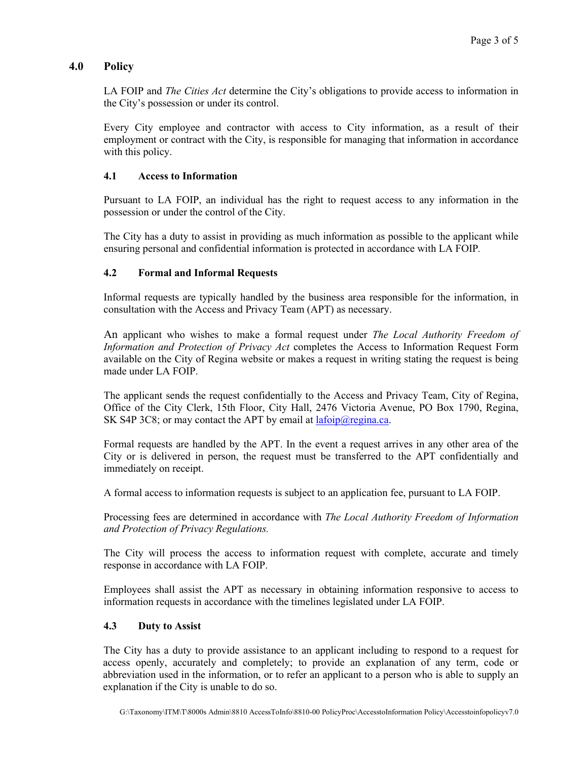## 4.0 Policy

LA FOIP and *The Cities Act* determine the City's obligations to provide access to information in the City's possession or under its control.

Every City employee and contractor with access to City information, as a result of their employment or contract with the City, is responsible for managing that information in accordance with this policy.

### 4.1 Access to Information

Pursuant to LA FOIP, an individual has the right to request access to any information in the possession or under the control of the City.

The City has a duty to assist in providing as much information as possible to the applicant while ensuring personal and confidential information is protected in accordance with LA FOIP.

### 4.2 Formal and Informal Requests

Informal requests are typically handled by the business area responsible for the information, in consultation with the Access and Privacy Team (APT) as necessary.

An applicant who wishes to make a formal request under *The Local Authority Freedom of Information and Protection of Privacy Act* completes the Access to Information Request Form available on the City of Regina website or makes a request in writing stating the request is being made under LA FOIP.

The applicant sends the request confidentially to the Access and Privacy Team, City of Regina, Office of the City Clerk, 15th Floor, City Hall, 2476 Victoria Avenue, PO Box 1790, Regina, SK S4P 3C8; or may contact the APT by email at lafoip@regina.ca.

Formal requests are handled by the APT. In the event a request arrives in any other area of the City or is delivered in person, the request must be transferred to the APT confidentially and immediately on receipt.

A formal access to information requests is subject to an application fee, pursuant to LA FOIP.

Processing fees are determined in accordance with *The Local Authority Freedom of Information and Protection of Privacy Regulations.*

The City will process the access to information request with complete, accurate and timely response in accordance with LA FOIP.

Employees shall assist the APT as necessary in obtaining information responsive to access to information requests in accordance with the timelines legislated under LA FOIP.

### 4.3 Duty to Assist

The City has a duty to provide assistance to an applicant including to respond to a request for access openly, accurately and completely; to provide an explanation of any term, code or abbreviation used in the information, or to refer an applicant to a person who is able to supply an explanation if the City is unable to do so.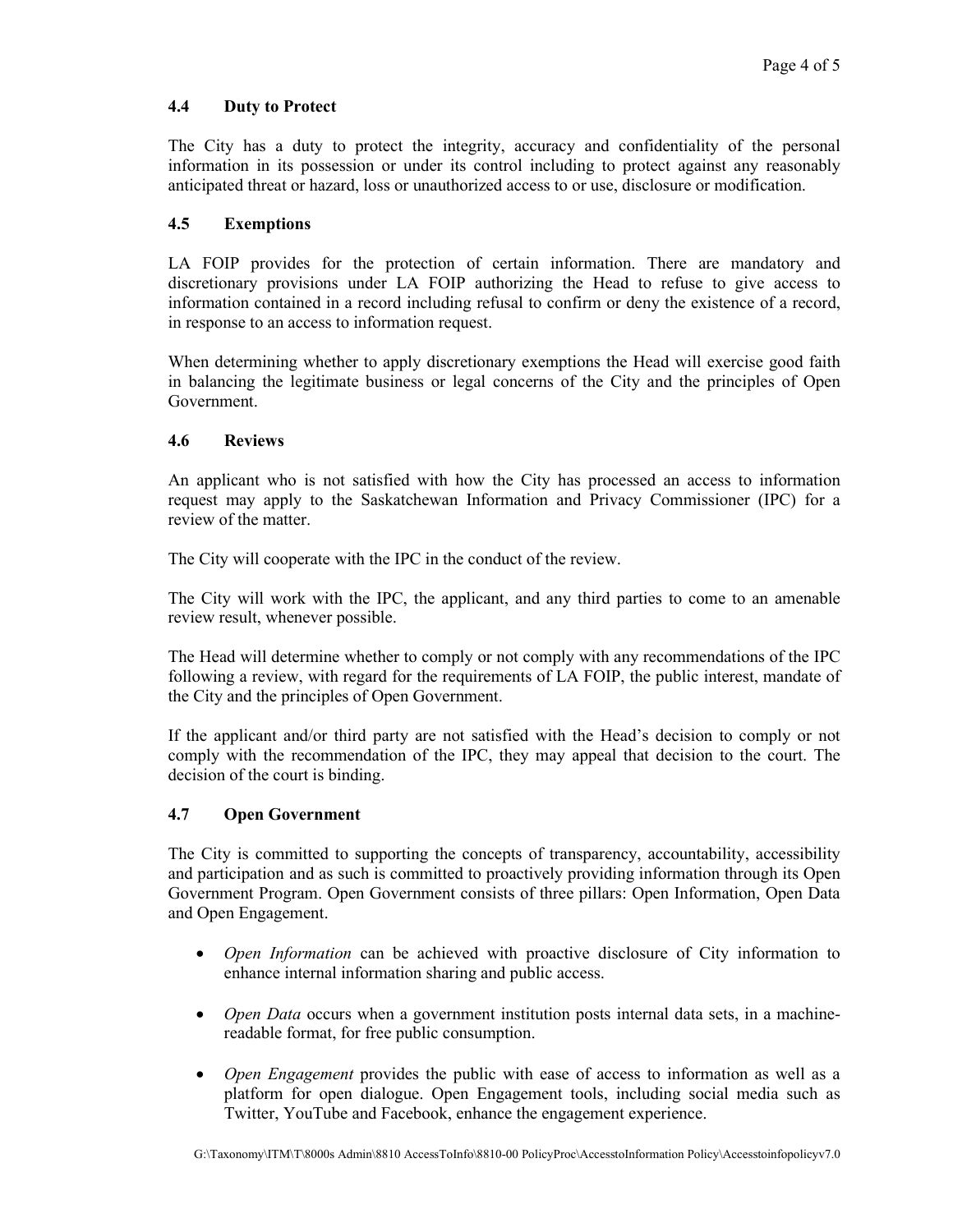### 4.4 Duty to Protect

The City has a duty to protect the integrity, accuracy and confidentiality of the personal information in its possession or under its control including to protect against any reasonably anticipated threat or hazard, loss or unauthorized access to or use, disclosure or modification.

### 4.5 Exemptions

LA FOIP provides for the protection of certain information. There are mandatory and discretionary provisions under LA FOIP authorizing the Head to refuse to give access to information contained in a record including refusal to confirm or deny the existence of a record, in response to an access to information request.

When determining whether to apply discretionary exemptions the Head will exercise good faith in balancing the legitimate business or legal concerns of the City and the principles of Open Government.

### 4.6 Reviews

An applicant who is not satisfied with how the City has processed an access to information request may apply to the Saskatchewan Information and Privacy Commissioner (IPC) for a review of the matter.

The City will cooperate with the IPC in the conduct of the review.

The City will work with the IPC, the applicant, and any third parties to come to an amenable review result, whenever possible.

The Head will determine whether to comply or not comply with any recommendations of the IPC following a review, with regard for the requirements of LA FOIP, the public interest, mandate of the City and the principles of Open Government.

If the applicant and/or third party are not satisfied with the Head's decision to comply or not comply with the recommendation of the IPC, they may appeal that decision to the court. The decision of the court is binding.

### 4.7 Open Government

The City is committed to supporting the concepts of transparency, accountability, accessibility and participation and as such is committed to proactively providing information through its Open Government Program. Open Government consists of three pillars: Open Information, Open Data and Open Engagement.

- *Open Information* can be achieved with proactive disclosure of City information to enhance internal information sharing and public access.
- *Open Data* occurs when a government institution posts internal data sets, in a machine-readable format, for free public consumption.
- *Open Engagement* provides the public with ease of access to information as well as a platform for open dialogue. Open Engagement tools, including social media such as Twitter, YouTube and Facebook, enhance the engagement experience.

G:\Taxonomy\ITM\T\8000s Admin\8810 AccessToInfo\8810-00 PolicyProc\AccesstoInformation Policy\Accesstoinfopolicyv7.0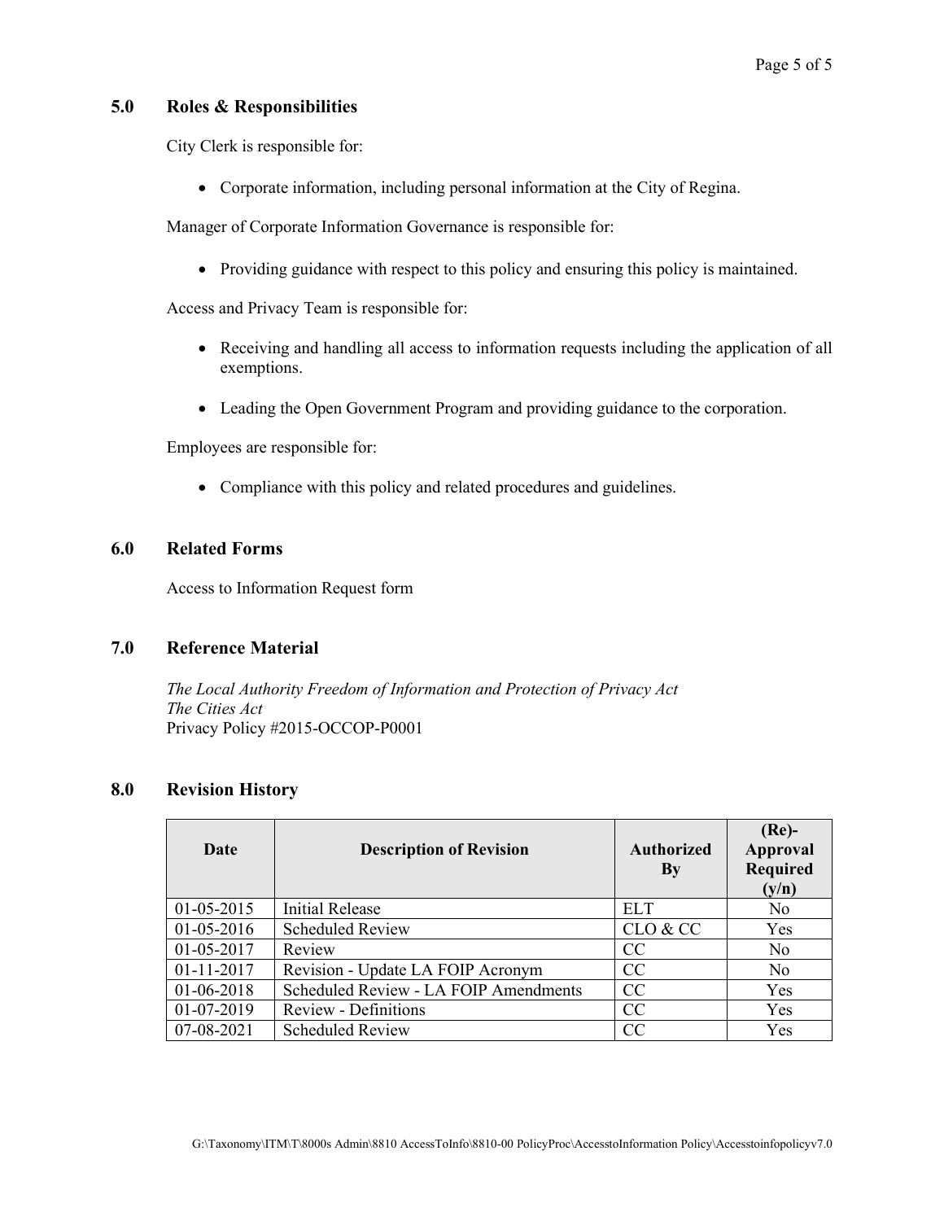## 5.0 Roles & Responsibilities

City Clerk is responsible for:

- Corporate information, including personal information at the City of Regina.

Manager of Corporate Information Governance is responsible for:

- Providing guidance with respect to this policy and ensuring this policy is maintained.

Access and Privacy Team is responsible for:

- Receiving and handling all access to information requests including the application of all exemptions.
- Leading the Open Government Program and providing guidance to the corporation.

Employees are responsible for:

- Compliance with this policy and related procedures and guidelines.

## 6.0 Related Forms

Access to Information Request form

## 7.0 Reference Material

*The Local Authority Freedom of Information and Protection of Privacy Act*
*The Cities Act*
Privacy Policy #2015-OCCOP-P0001

## 8.0 Revision History

| Date | Description of Revision | Authorized By | (Re)-Approval Required (y/n) |
|---|---|---|---|
| 01-05-2015 | Initial Release | ELT | No |
| 01-05-2016 | Scheduled Review | CLO & CC | Yes |
| 01-05-2017 | Review | CC | No |
| 01-11-2017 | Revision - Update LA FOIP Acronym | CC | No |
| 01-06-2018 | Scheduled Review - LA FOIP Amendments | CC | Yes |
| 01-07-2019 | Review - Definitions | CC | Yes |
| 07-08-2021 | Scheduled Review | CC | Yes |

G:\Taxonomy\ITM\T\8000s Admin\8810 AccessToInfo\8810-00 PolicyProc\AccesstoInformation Policy\Accesstoinfopolicyv7.0